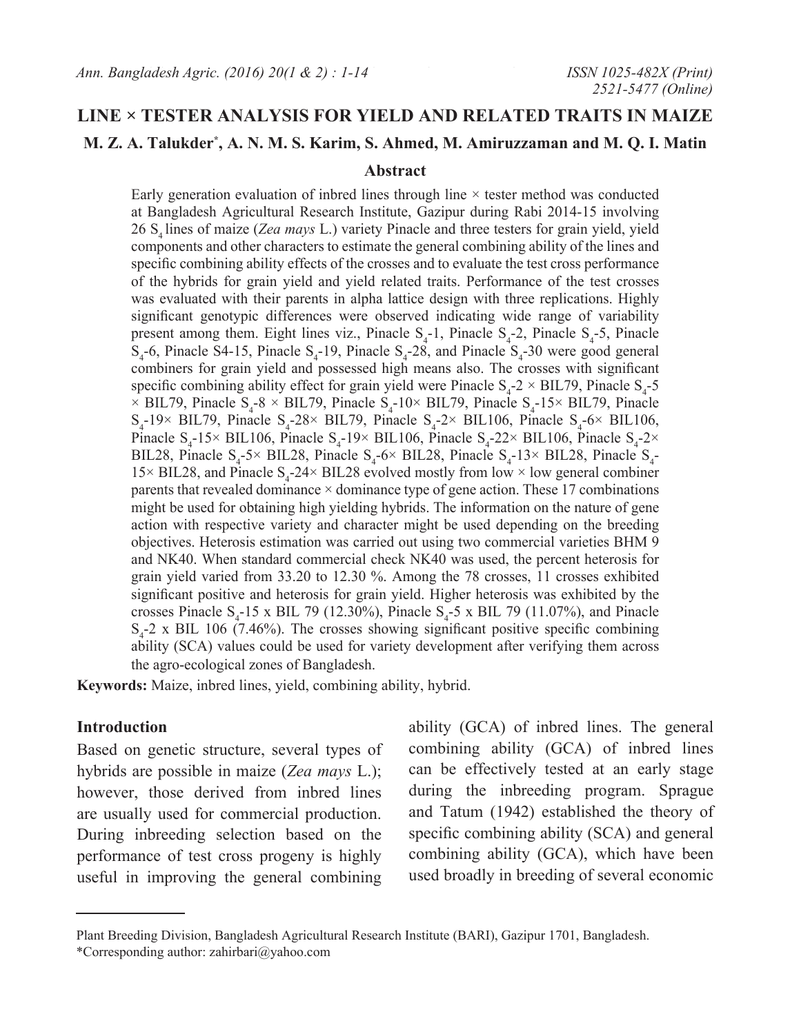# LINE × TESTER ANALYSIS FOR YIELD AND RELATED TRAITS IN MAIZE

**M. Z. A. Talukder*, A. N. M. S. Karim, S. Ahmed, M. Amiruzzaman and M. Q. I. Matin**

## Abstract

Early generation evaluation of inbred lines through line × tester method was conducted at Bangladesh Agricultural Research Institute, Gazipur during Rabi 2014-15 involving 26 $S_4$ lines of maize (*Zea mays* L.) variety Pinacle and three testers for grain yield, yield components and other characters to estimate the general combining ability of the lines and specific combining ability effects of the crosses and to evaluate the test cross performance of the hybrids for grain yield and yield related traits. Performance of the test crosses was evaluated with their parents in alpha lattice design with three replications. Highly significant genotypic differences were observed indicating wide range of variability present among them. Eight lines viz., Pinacle $S_4$-1, Pinacle $S_4$-2, Pinacle $S_4$-5, Pinacle $S_4$-6, Pinacle S4-15, Pinacle $S_4$-19, Pinacle $S_4$-28, and Pinacle $S_4$-30 were good general combiners for grain yield and possessed high means also. The crosses with significant specific combining ability effect for grain yield were Pinacle $S_4$-2 × BIL79, Pinacle $S_4$-5 × BIL79, Pinacle $S_4$-8 × BIL79, Pinacle $S_4$-10× BIL79, Pinacle $S_4$-15× BIL79, Pinacle $S_4$-19× BIL79, Pinacle $S_4$-28× BIL79, Pinacle $S_4$-2× BIL106, Pinacle $S_4$-6× BIL106, Pinacle $S_4$-15× BIL106, Pinacle $S_4$-19× BIL106, Pinacle $S_4$-22× BIL106, Pinacle $S_4$-2× BIL28, Pinacle $S_4$-5× BIL28, Pinacle $S_4$-6× BIL28, Pinacle $S_4$-13× BIL28, Pinacle $S_4$-15× BIL28, and Pinacle $S_4$-24× BIL28 evolved mostly from low × low general combiner parents that revealed dominance × dominance type of gene action. These 17 combinations might be used for obtaining high yielding hybrids. The information on the nature of gene action with respective variety and character might be used depending on the breeding objectives. Heterosis estimation was carried out using two commercial varieties BHM 9 and NK40. When standard commercial check NK40 was used, the percent heterosis for grain yield varied from 33.20 to 12.30 %. Among the 78 crosses, 11 crosses exhibited significant positive and heterosis for grain yield. Higher heterosis was exhibited by the crosses Pinacle $S_4$-15 x BIL 79 (12.30%), Pinacle $S_4$-5 x BIL 79 (11.07%), and Pinacle $S_4$-2 x BIL 106 (7.46%). The crosses showing significant positive specific combining ability (SCA) values could be used for variety development after verifying them across the agro-ecological zones of Bangladesh.

**Keywords:** Maize, inbred lines, yield, combining ability, hybrid.

## Introduction

Based on genetic structure, several types of hybrids are possible in maize (*Zea mays* L.); however, those derived from inbred lines are usually used for commercial production. During inbreeding selection based on the performance of test cross progeny is highly useful in improving the general combining ability (GCA) of inbred lines. The general combining ability (GCA) of inbred lines can be effectively tested at an early stage during the inbreeding program. Sprague and Tatum (1942) established the theory of specific combining ability (SCA) and general combining ability (GCA), which have been used broadly in breeding of several economic

---

Plant Breeding Division, Bangladesh Agricultural Research Institute (BARI), Gazipur 1701, Bangladesh.
*Corresponding author: zahirbari@yahoo.com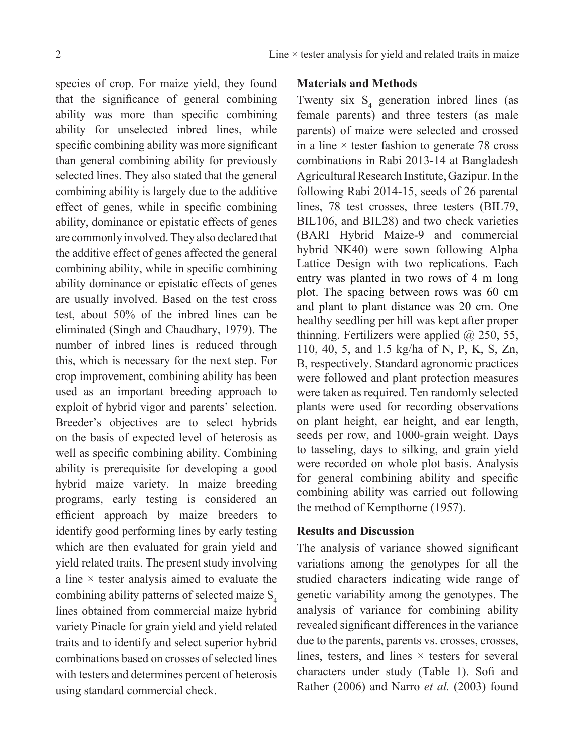species of crop. For maize yield, they found that the significance of general combining ability was more than specific combining ability for unselected inbred lines, while specific combining ability was more significant than general combining ability for previously selected lines. They also stated that the general combining ability is largely due to the additive effect of genes, while in specific combining ability, dominance or epistatic effects of genes are commonly involved. They also declared that the additive effect of genes affected the general combining ability, while in specific combining ability dominance or epistatic effects of genes are usually involved. Based on the test cross test, about 50% of the inbred lines can be eliminated (Singh and Chaudhary, 1979). The number of inbred lines is reduced through this, which is necessary for the next step. For crop improvement, combining ability has been used as an important breeding approach to exploit of hybrid vigor and parents' selection. Breeder's objectives are to select hybrids on the basis of expected level of heterosis as well as specific combining ability. Combining ability is prerequisite for developing a good hybrid maize variety. In maize breeding programs, early testing is considered an efficient approach by maize breeders to identify good performing lines by early testing which are then evaluated for grain yield and yield related traits. The present study involving a line × tester analysis aimed to evaluate the combining ability patterns of selected maize $S_4$ lines obtained from commercial maize hybrid variety Pinacle for grain yield and yield related traits and to identify and select superior hybrid combinations based on crosses of selected lines with testers and determines percent of heterosis using standard commercial check.

## Materials and Methods

Twenty six $S_4$ generation inbred lines (as female parents) and three testers (as male parents) of maize were selected and crossed in a line × tester fashion to generate 78 cross combinations in Rabi 2013-14 at Bangladesh Agricultural Research Institute, Gazipur. In the following Rabi 2014-15, seeds of 26 parental lines, 78 test crosses, three testers (BIL79, BIL106, and BIL28) and two check varieties (BARI Hybrid Maize-9 and commercial hybrid NK40) were sown following Alpha Lattice Design with two replications. Each entry was planted in two rows of 4 m long plot. The spacing between rows was 60 cm and plant to plant distance was 20 cm. One healthy seedling per hill was kept after proper thinning. Fertilizers were applied @ 250, 55, 110, 40, 5, and 1.5 kg/ha of N, P, K, S, Zn, B, respectively. Standard agronomic practices were followed and plant protection measures were taken as required. Ten randomly selected plants were used for recording observations on plant height, ear height, and ear length, seeds per row, and 1000-grain weight. Days to tasseling, days to silking, and grain yield were recorded on whole plot basis. Analysis for general combining ability and specific combining ability was carried out following the method of Kempthorne (1957).

## Results and Discussion

The analysis of variance showed significant variations among the genotypes for all the studied characters indicating wide range of genetic variability among the genotypes. The analysis of variance for combining ability revealed significant differences in the variance due to the parents, parents vs. crosses, crosses, lines, testers, and lines × testers for several characters under study (Table 1). Sofi and Rather (2006) and Narro *et al.* (2003) found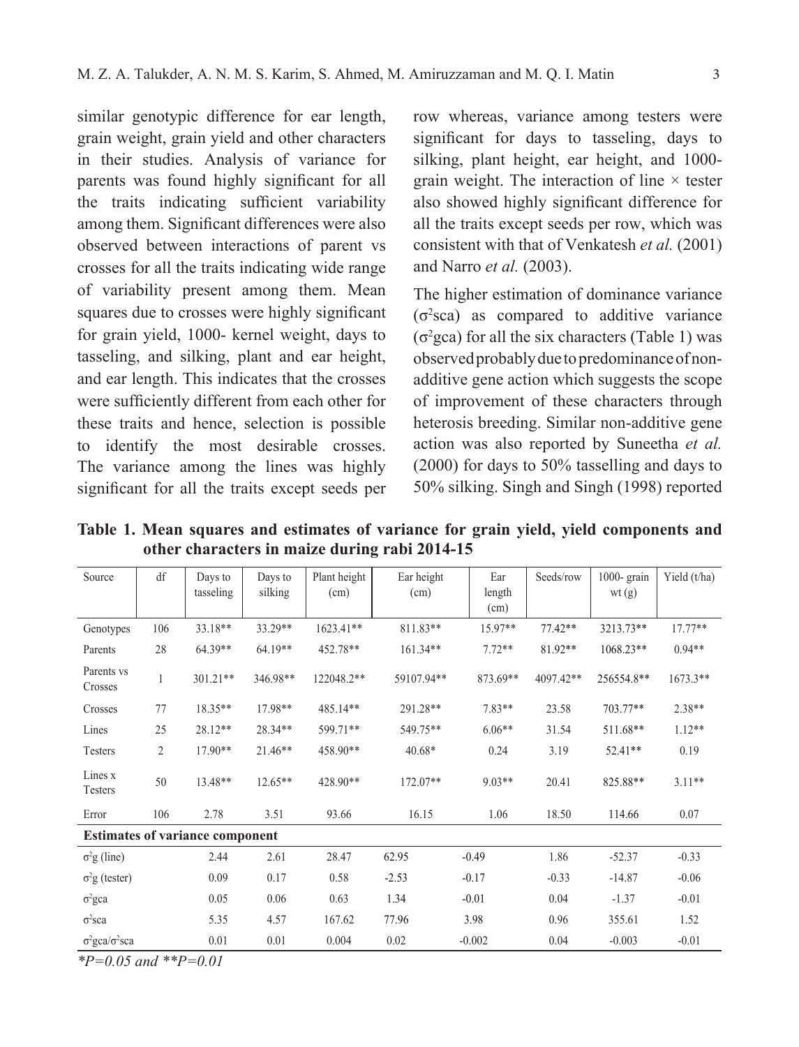similar genotypic difference for ear length, grain weight, grain yield and other characters in their studies. Analysis of variance for parents was found highly significant for all the traits indicating sufficient variability among them. Significant differences were also observed between interactions of parent vs crosses for all the traits indicating wide range of variability present among them. Mean squares due to crosses were highly significant for grain yield, 1000- kernel weight, days to tasseling, and silking, plant and ear height, and ear length. This indicates that the crosses were sufficiently different from each other for these traits and hence, selection is possible to identify the most desirable crosses. The variance among the lines was highly significant for all the traits except seeds per row whereas, variance among testers were significant for days to tasseling, days to silking, plant height, ear height, and 1000-grain weight. The interaction of line × tester also showed highly significant difference for all the traits except seeds per row, which was consistent with that of Venkatesh *et al.* (2001) and Narro *et al.* (2003).

The higher estimation of dominance variance ($\sigma^2$sca) as compared to additive variance ($\sigma^2$gca) for all the six characters (Table 1) was observed probably due to predominance of non-additive gene action which suggests the scope of improvement of these characters through heterosis breeding. Similar non-additive gene action was also reported by Suneetha *et al.* (2000) for days to 50% tasselling and days to 50% silking. Singh and Singh (1998) reported

**Table 1. Mean squares and estimates of variance for grain yield, yield components and other characters in maize during rabi 2014-15**

| Source | df | Days to tasseling | Days to silking | Plant height (cm) | Ear height (cm) | Ear length (cm) | Seeds/row | 1000- grain wt (g) | Yield (t/ha) |
|---|---|---|---|---|---|---|---|---|---|
| Genotypes | 106 | 33.18** | 33.29** | 1623.41** | 811.83** | 15.97** | 77.42** | 3213.73** | 17.77** |
| Parents | 28 | 64.39** | 64.19** | 452.78** | 161.34** | 7.72** | 81.92** | 1068.23** | 0.94** |
| Parents vs Crosses | 1 | 301.21** | 346.98** | 122048.2** | 59107.94** | 873.69** | 4097.42** | 256554.8** | 1673.3** |
| Crosses | 77 | 18.35** | 17.98** | 485.14** | 291.28** | 7.83** | 23.58 | 703.77** | 2.38** |
| Lines | 25 | 28.12** | 28.34** | 599.71** | 549.75** | 6.06** | 31.54 | 511.68** | 1.12** |
| Testers | 2 | 17.90** | 21.46** | 458.90** | 40.68* | 0.24 | 3.19 | 52.41** | 0.19 |
| Lines x Testers | 50 | 13.48** | 12.65** | 428.90** | 172.07** | 9.03** | 20.41 | 825.88** | 3.11** |
| Error | 106 | 2.78 | 3.51 | 93.66 | 16.15 | 1.06 | 18.50 | 114.66 | 0.07 |
| **Estimates of variance component** | | | | | | | | | |
| $\sigma^2$g (line) | | 2.44 | 2.61 | 28.47 | 62.95 | -0.49 | 1.86 | -52.37 | -0.33 |
| $\sigma^2$g (tester) | | 0.09 | 0.17 | 0.58 | -2.53 | -0.17 | -0.33 | -14.87 | -0.06 |
| $\sigma^2$gca | | 0.05 | 0.06 | 0.63 | 1.34 | -0.01 | 0.04 | -1.37 | -0.01 |
| $\sigma^2$sca | | 5.35 | 4.57 | 167.62 | 77.96 | 3.98 | 0.96 | 355.61 | 1.52 |
| $\sigma^2$gca/$\sigma^2$sca | | 0.01 | 0.01 | 0.004 | 0.02 | -0.002 | 0.04 | -0.003 | -0.01 |

*\*P=0.05 and \*\*P=0.01*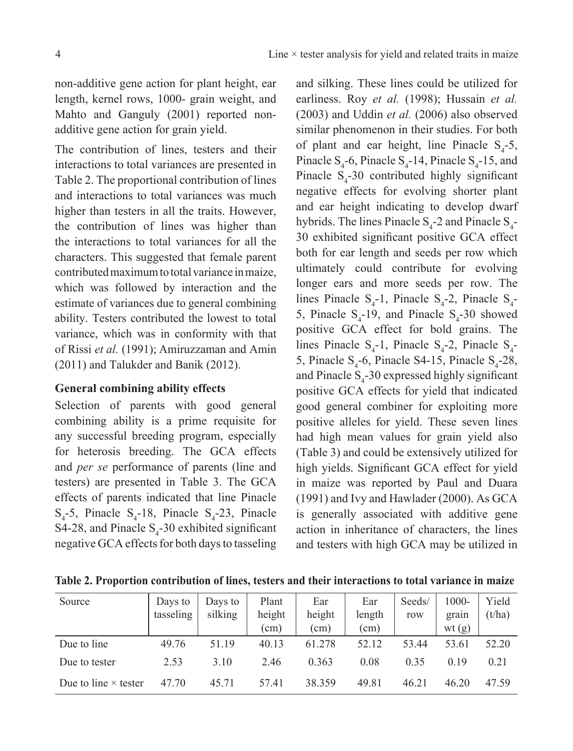non-additive gene action for plant height, ear length, kernel rows, 1000- grain weight, and Mahto and Ganguly (2001) reported non-additive gene action for grain yield.

The contribution of lines, testers and their interactions to total variances are presented in Table 2. The proportional contribution of lines and interactions to total variances was much higher than testers in all the traits. However, the contribution of lines was higher than the interactions to total variances for all the characters. This suggested that female parent contributed maximum to total variance in maize, which was followed by interaction and the estimate of variances due to general combining ability. Testers contributed the lowest to total variance, which was in conformity with that of Rissi *et al.* (1991); Amiruzzaman and Amin (2011) and Talukder and Banik (2012).

### General combining ability effects

Selection of parents with good general combining ability is a prime requisite for any successful breeding program, especially for heterosis breeding. The GCA effects and *per se* performance of parents (line and testers) are presented in Table 3. The GCA effects of parents indicated that line Pinacle $S_4$-5, Pinacle $S_4$-18, Pinacle $S_4$-23, Pinacle S4-28, and Pinacle $S_4$-30 exhibited significant negative GCA effects for both days to tasseling and silking. These lines could be utilized for earliness. Roy *et al.* (1998); Hussain *et al.* (2003) and Uddin *et al.* (2006) also observed similar phenomenon in their studies. For both of plant and ear height, line Pinacle $S_4$-5, Pinacle $S_4$-6, Pinacle $S_4$-14, Pinacle $S_4$-15, and Pinacle $S_4$-30 contributed highly significant negative effects for evolving shorter plant and ear height indicating to develop dwarf hybrids. The lines Pinacle $S_4$-2 and Pinacle $S_4$-30 exhibited significant positive GCA effect both for ear length and seeds per row which ultimately could contribute for evolving longer ears and more seeds per row. The lines Pinacle $S_4$-1, Pinacle $S_4$-2, Pinacle $S_4$-5, Pinacle $S_4$-19, and Pinacle $S_4$-30 showed positive GCA effect for bold grains. The lines Pinacle $S_4$-1, Pinacle $S_4$-2, Pinacle $S_4$-5, Pinacle $S_4$-6, Pinacle S4-15, Pinacle $S_4$-28, and Pinacle $S_4$-30 expressed highly significant positive GCA effects for yield that indicated good general combiner for exploiting more positive alleles for yield. These seven lines had high mean values for grain yield also (Table 3) and could be extensively utilized for high yields. Significant GCA effect for yield in maize was reported by Paul and Duara (1991) and Ivy and Hawlader (2000). As GCA is generally associated with additive gene action in inheritance of characters, the lines and testers with high GCA may be utilized in

**Table 2. Proportion contribution of lines, testers and their interactions to total variance in maize**

| Source | Days to tasseling | Days to silking | Plant height (cm) | Ear height (cm) | Ear length (cm) | Seeds/ row | 1000-grain wt (g) | Yield (t/ha) |
|---|---|---|---|---|---|---|---|---|
| Due to line | 49.76 | 51.19 | 40.13 | 61.278 | 52.12 | 53.44 | 53.61 | 52.20 |
| Due to tester | 2.53 | 3.10 | 2.46 | 0.363 | 0.08 | 0.35 | 0.19 | 0.21 |
| Due to line × tester | 47.70 | 45.71 | 57.41 | 38.359 | 49.81 | 46.21 | 46.20 | 47.59 |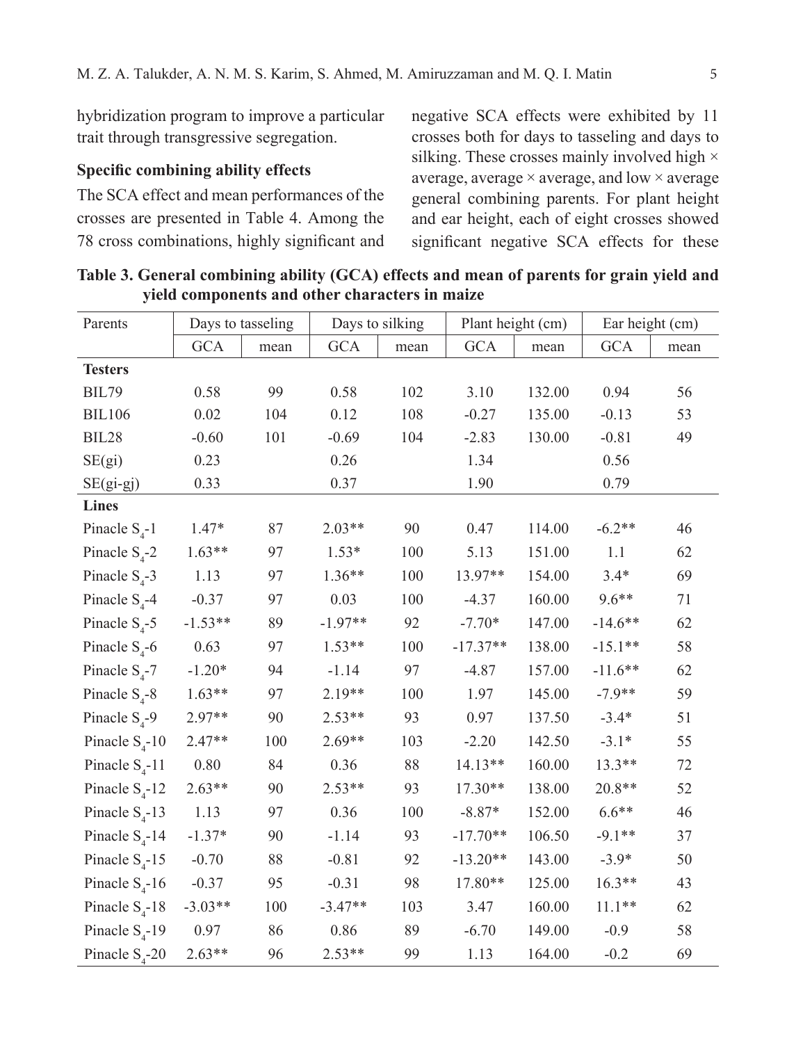hybridization program to improve a particular trait through transgressive segregation.

### Specific combining ability effects

The SCA effect and mean performances of the crosses are presented in Table 4. Among the 78 cross combinations, highly significant and negative SCA effects were exhibited by 11 crosses both for days to tasseling and days to silking. These crosses mainly involved high × average, average × average, and low × average general combining parents. For plant height and ear height, each of eight crosses showed significant negative SCA effects for these

**Table 3. General combining ability (GCA) effects and mean of parents for grain yield and yield components and other characters in maize**

| Parents | Days to tasseling | | Days to silking | | Plant height (cm) | | Ear height (cm) | |
|---|---|---|---|---|---|---|---|---|
| | GCA | mean | GCA | mean | GCA | mean | GCA | mean |
| **Testers** | | | | | | | | |
| BIL79 | 0.58 | 99 | 0.58 | 102 | 3.10 | 132.00 | 0.94 | 56 |
| BIL106 | 0.02 | 104 | 0.12 | 108 | -0.27 | 135.00 | -0.13 | 53 |
| BIL28 | -0.60 | 101 | -0.69 | 104 | -2.83 | 130.00 | -0.81 | 49 |
| SE(gi) | 0.23 | | 0.26 | | 1.34 | | 0.56 | |
| SE(gi-gj) | 0.33 | | 0.37 | | 1.90 | | 0.79 | |
| **Lines** | | | | | | | | |
| Pinacle $S_4$-1 | 1.47* | 87 | 2.03** | 90 | 0.47 | 114.00 | -6.2** | 46 |
| Pinacle $S_4$-2 | 1.63** | 97 | 1.53* | 100 | 5.13 | 151.00 | 1.1 | 62 |
| Pinacle $S_4$-3 | 1.13 | 97 | 1.36** | 100 | 13.97** | 154.00 | 3.4* | 69 |
| Pinacle $S_4$-4 | -0.37 | 97 | 0.03 | 100 | -4.37 | 160.00 | 9.6** | 71 |
| Pinacle $S_4$-5 | -1.53** | 89 | -1.97** | 92 | -7.70* | 147.00 | -14.6** | 62 |
| Pinacle $S_4$-6 | 0.63 | 97 | 1.53** | 100 | -17.37** | 138.00 | -15.1** | 58 |
| Pinacle $S_4$-7 | -1.20* | 94 | -1.14 | 97 | -4.87 | 157.00 | -11.6** | 62 |
| Pinacle $S_4$-8 | 1.63** | 97 | 2.19** | 100 | 1.97 | 145.00 | -7.9** | 59 |
| Pinacle $S_4$-9 | 2.97** | 90 | 2.53** | 93 | 0.97 | 137.50 | -3.4* | 51 |
| Pinacle $S_4$-10 | 2.47** | 100 | 2.69** | 103 | -2.20 | 142.50 | -3.1* | 55 |
| Pinacle $S_4$-11 | 0.80 | 84 | 0.36 | 88 | 14.13** | 160.00 | 13.3** | 72 |
| Pinacle $S_4$-12 | 2.63** | 90 | 2.53** | 93 | 17.30** | 138.00 | 20.8** | 52 |
| Pinacle $S_4$-13 | 1.13 | 97 | 0.36 | 100 | -8.87* | 152.00 | 6.6** | 46 |
| Pinacle $S_4$-14 | -1.37* | 90 | -1.14 | 93 | -17.70** | 106.50 | -9.1** | 37 |
| Pinacle $S_4$-15 | -0.70 | 88 | -0.81 | 92 | -13.20** | 143.00 | -3.9* | 50 |
| Pinacle $S_4$-16 | -0.37 | 95 | -0.31 | 98 | 17.80** | 125.00 | 16.3** | 43 |
| Pinacle $S_4$-18 | -3.03** | 100 | -3.47** | 103 | 3.47 | 160.00 | 11.1** | 62 |
| Pinacle $S_4$-19 | 0.97 | 86 | 0.86 | 89 | -6.70 | 149.00 | -0.9 | 58 |
| Pinacle $S_4$-20 | 2.63** | 96 | 2.53** | 99 | 1.13 | 164.00 | -0.2 | 69 |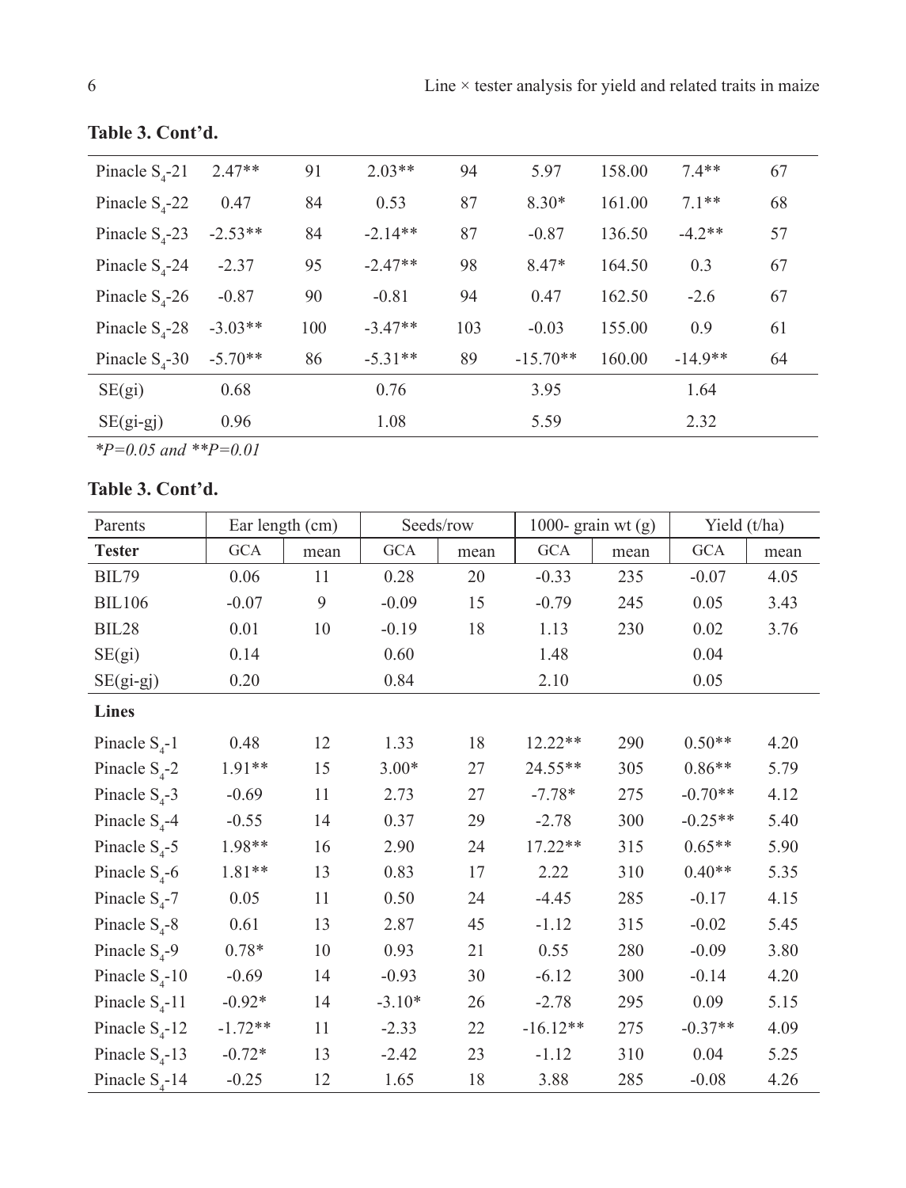**Table 3. Cont'd.**

| | | | | | | | | |
|---|---|---|---|---|---|---|---|---|
| Pinacle $S_4$-21 | 2.47** | 91 | 2.03** | 94 | 5.97 | 158.00 | 7.4** | 67 |
| Pinacle $S_4$-22 | 0.47 | 84 | 0.53 | 87 | 8.30* | 161.00 | 7.1** | 68 |
| Pinacle $S_4$-23 | -2.53** | 84 | -2.14** | 87 | -0.87 | 136.50 | -4.2** | 57 |
| Pinacle $S_4$-24 | -2.37 | 95 | -2.47** | 98 | 8.47* | 164.50 | 0.3 | 67 |
| Pinacle $S_4$-26 | -0.87 | 90 | -0.81 | 94 | 0.47 | 162.50 | -2.6 | 67 |
| Pinacle $S_4$-28 | -3.03** | 100 | -3.47** | 103 | -0.03 | 155.00 | 0.9 | 61 |
| Pinacle $S_4$-30 | -5.70** | 86 | -5.31** | 89 | -15.70** | 160.00 | -14.9** | 64 |
| SE(gi) | 0.68 | | 0.76 | | 3.95 | | 1.64 | |
| SE(gi-gj) | 0.96 | | 1.08 | | 5.59 | | 2.32 | |

*P=0.05 and **P=0.01

**Table 3. Cont'd.**

| Parents | Ear length (cm) | | Seeds/row | | 1000- grain wt (g) | | Yield (t/ha) | |
|---|---|---|---|---|---|---|---|---|
| **Tester** | GCA | mean | GCA | mean | GCA | mean | GCA | mean |
| BIL79 | 0.06 | 11 | 0.28 | 20 | -0.33 | 235 | -0.07 | 4.05 |
| BIL106 | -0.07 | 9 | -0.09 | 15 | -0.79 | 245 | 0.05 | 3.43 |
| BIL28 | 0.01 | 10 | -0.19 | 18 | 1.13 | 230 | 0.02 | 3.76 |
| SE(gi) | 0.14 | | 0.60 | | 1.48 | | 0.04 | |
| SE(gi-gj) | 0.20 | | 0.84 | | 2.10 | | 0.05 | |
| **Lines** | | | | | | | | |
| Pinacle $S_4$-1 | 0.48 | 12 | 1.33 | 18 | 12.22** | 290 | 0.50** | 4.20 |
| Pinacle $S_4$-2 | 1.91** | 15 | 3.00* | 27 | 24.55** | 305 | 0.86** | 5.79 |
| Pinacle $S_4$-3 | -0.69 | 11 | 2.73 | 27 | -7.78* | 275 | -0.70** | 4.12 |
| Pinacle $S_4$-4 | -0.55 | 14 | 0.37 | 29 | -2.78 | 300 | -0.25** | 5.40 |
| Pinacle $S_4$-5 | 1.98** | 16 | 2.90 | 24 | 17.22** | 315 | 0.65** | 5.90 |
| Pinacle $S_4$-6 | 1.81** | 13 | 0.83 | 17 | 2.22 | 310 | 0.40** | 5.35 |
| Pinacle $S_4$-7 | 0.05 | 11 | 0.50 | 24 | -4.45 | 285 | -0.17 | 4.15 |
| Pinacle $S_4$-8 | 0.61 | 13 | 2.87 | 45 | -1.12 | 315 | -0.02 | 5.45 |
| Pinacle $S_4$-9 | 0.78* | 10 | 0.93 | 21 | 0.55 | 280 | -0.09 | 3.80 |
| Pinacle $S_4$-10 | -0.69 | 14 | -0.93 | 30 | -6.12 | 300 | -0.14 | 4.20 |
| Pinacle $S_4$-11 | -0.92* | 14 | -3.10* | 26 | -2.78 | 295 | 0.09 | 5.15 |
| Pinacle $S_4$-12 | -1.72** | 11 | -2.33 | 22 | -16.12** | 275 | -0.37** | 4.09 |
| Pinacle $S_4$-13 | -0.72* | 13 | -2.42 | 23 | -1.12 | 310 | 0.04 | 5.25 |
| Pinacle $S_4$-14 | -0.25 | 12 | 1.65 | 18 | 3.88 | 285 | -0.08 | 4.26 |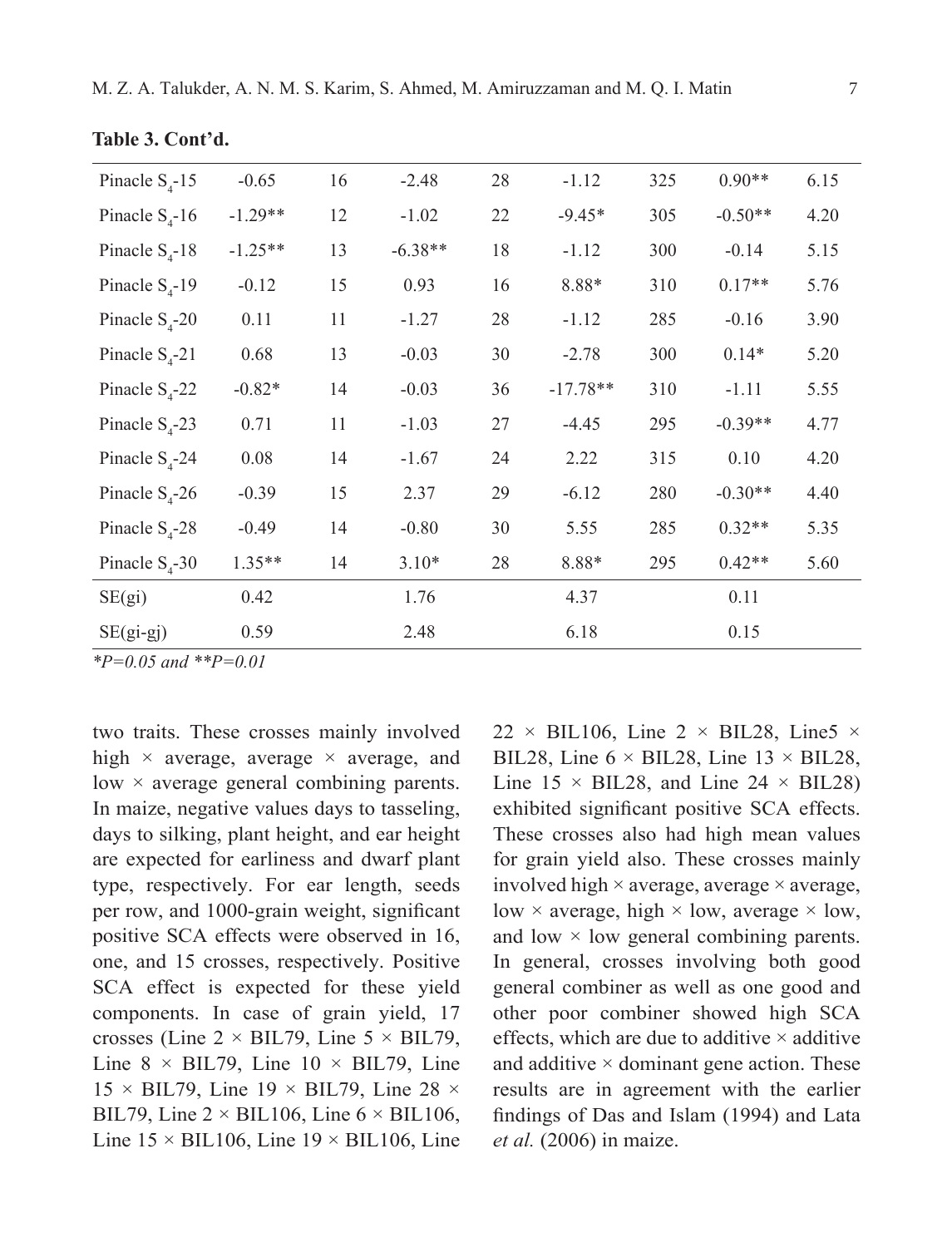**Table 3. Cont'd.**

| | | | | | | | | |
|---|---|---|---|---|---|---|---|---|
| Pinacle $S_4$-15 | -0.65 | 16 | -2.48 | 28 | -1.12 | 325 | 0.90** | 6.15 |
| Pinacle $S_4$-16 | -1.29** | 12 | -1.02 | 22 | -9.45* | 305 | -0.50** | 4.20 |
| Pinacle $S_4$-18 | -1.25** | 13 | -6.38** | 18 | -1.12 | 300 | -0.14 | 5.15 |
| Pinacle $S_4$-19 | -0.12 | 15 | 0.93 | 16 | 8.88* | 310 | 0.17** | 5.76 |
| Pinacle $S_4$-20 | 0.11 | 11 | -1.27 | 28 | -1.12 | 285 | -0.16 | 3.90 |
| Pinacle $S_4$-21 | 0.68 | 13 | -0.03 | 30 | -2.78 | 300 | 0.14* | 5.20 |
| Pinacle $S_4$-22 | -0.82* | 14 | -0.03 | 36 | -17.78** | 310 | -1.11 | 5.55 |
| Pinacle $S_4$-23 | 0.71 | 11 | -1.03 | 27 | -4.45 | 295 | -0.39** | 4.77 |
| Pinacle $S_4$-24 | 0.08 | 14 | -1.67 | 24 | 2.22 | 315 | 0.10 | 4.20 |
| Pinacle $S_4$-26 | -0.39 | 15 | 2.37 | 29 | -6.12 | 280 | -0.30** | 4.40 |
| Pinacle $S_4$-28 | -0.49 | 14 | -0.80 | 30 | 5.55 | 285 | 0.32** | 5.35 |
| Pinacle $S_4$-30 | 1.35** | 14 | 3.10* | 28 | 8.88* | 295 | 0.42** | 5.60 |
| SE(gi) | 0.42 | | 1.76 | | 4.37 | | 0.11 | |
| SE(gi-gj) | 0.59 | | 2.48 | | 6.18 | | 0.15 | |

*\*P=0.05 and \*\*P=0.01*

two traits. These crosses mainly involved high × average, average × average, and low × average general combining parents. In maize, negative values days to tasseling, days to silking, plant height, and ear height are expected for earliness and dwarf plant type, respectively. For ear length, seeds per row, and 1000-grain weight, significant positive SCA effects were observed in 16, one, and 15 crosses, respectively. Positive SCA effect is expected for these yield components. In case of grain yield, 17 crosses (Line 2 × BIL79, Line 5 × BIL79, Line 8 × BIL79, Line 10 × BIL79, Line 15 × BIL79, Line 19 × BIL79, Line 28 × BIL79, Line 2 × BIL106, Line 6 × BIL106, Line 15 × BIL106, Line 19 × BIL106, Line 22 × BIL106, Line 2 × BIL28, Line5 × BIL28, Line 6 × BIL28, Line 13 × BIL28, Line 15 × BIL28, and Line 24 × BIL28) exhibited significant positive SCA effects. These crosses also had high mean values for grain yield also. These crosses mainly involved high × average, average × average, low × average, high × low, average × low, and low × low general combining parents. In general, crosses involving both good general combiner as well as one good and other poor combiner showed high SCA effects, which are due to additive × additive and additive × dominant gene action. These results are in agreement with the earlier findings of Das and Islam (1994) and Lata *et al.* (2006) in maize.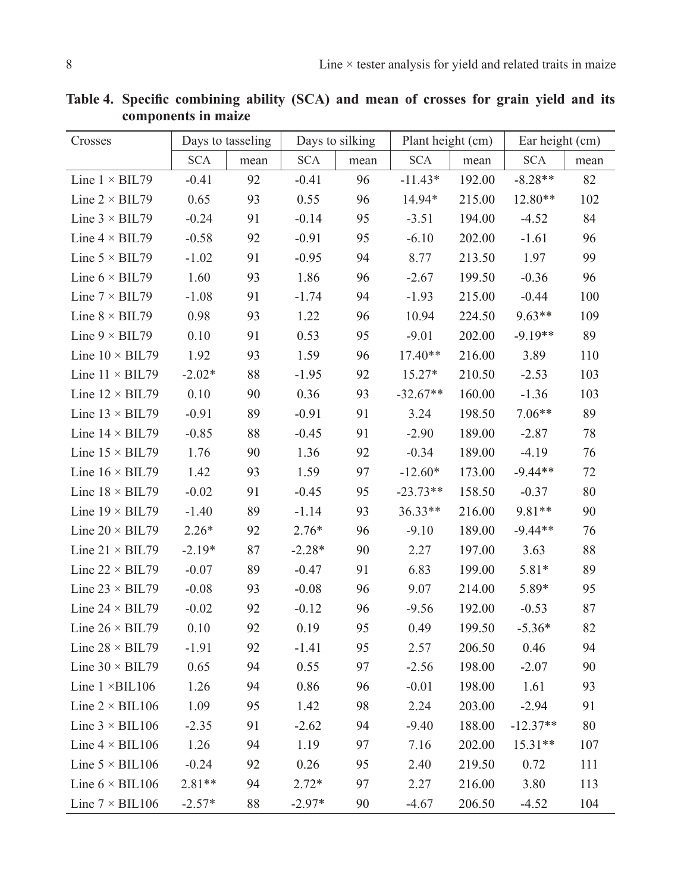**Table 4. Specific combining ability (SCA) and mean of crosses for grain yield and its components in maize**

| Crosses | Days to tasseling | | Days to silking | | Plant height (cm) | | Ear height (cm) | |
|---|---|---|---|---|---|---|---|---|
| | SCA | mean | SCA | mean | SCA | mean | SCA | mean |
| Line 1 × BIL79 | -0.41 | 92 | -0.41 | 96 | -11.43* | 192.00 | -8.28** | 82 |
| Line 2 × BIL79 | 0.65 | 93 | 0.55 | 96 | 14.94* | 215.00 | 12.80** | 102 |
| Line 3 × BIL79 | -0.24 | 91 | -0.14 | 95 | -3.51 | 194.00 | -4.52 | 84 |
| Line 4 × BIL79 | -0.58 | 92 | -0.91 | 95 | -6.10 | 202.00 | -1.61 | 96 |
| Line 5 × BIL79 | -1.02 | 91 | -0.95 | 94 | 8.77 | 213.50 | 1.97 | 99 |
| Line 6 × BIL79 | 1.60 | 93 | 1.86 | 96 | -2.67 | 199.50 | -0.36 | 96 |
| Line 7 × BIL79 | -1.08 | 91 | -1.74 | 94 | -1.93 | 215.00 | -0.44 | 100 |
| Line 8 × BIL79 | 0.98 | 93 | 1.22 | 96 | 10.94 | 224.50 | 9.63** | 109 |
| Line 9 × BIL79 | 0.10 | 91 | 0.53 | 95 | -9.01 | 202.00 | -9.19** | 89 |
| Line 10 × BIL79 | 1.92 | 93 | 1.59 | 96 | 17.40** | 216.00 | 3.89 | 110 |
| Line 11 × BIL79 | -2.02* | 88 | -1.95 | 92 | 15.27* | 210.50 | -2.53 | 103 |
| Line 12 × BIL79 | 0.10 | 90 | 0.36 | 93 | -32.67** | 160.00 | -1.36 | 103 |
| Line 13 × BIL79 | -0.91 | 89 | -0.91 | 91 | 3.24 | 198.50 | 7.06** | 89 |
| Line 14 × BIL79 | -0.85 | 88 | -0.45 | 91 | -2.90 | 189.00 | -2.87 | 78 |
| Line 15 × BIL79 | 1.76 | 90 | 1.36 | 92 | -0.34 | 189.00 | -4.19 | 76 |
| Line 16 × BIL79 | 1.42 | 93 | 1.59 | 97 | -12.60* | 173.00 | -9.44** | 72 |
| Line 18 × BIL79 | -0.02 | 91 | -0.45 | 95 | -23.73** | 158.50 | -0.37 | 80 |
| Line 19 × BIL79 | -1.40 | 89 | -1.14 | 93 | 36.33** | 216.00 | 9.81** | 90 |
| Line 20 × BIL79 | 2.26* | 92 | 2.76* | 96 | -9.10 | 189.00 | -9.44** | 76 |
| Line 21 × BIL79 | -2.19* | 87 | -2.28* | 90 | 2.27 | 197.00 | 3.63 | 88 |
| Line 22 × BIL79 | -0.07 | 89 | -0.47 | 91 | 6.83 | 199.00 | 5.81* | 89 |
| Line 23 × BIL79 | -0.08 | 93 | -0.08 | 96 | 9.07 | 214.00 | 5.89* | 95 |
| Line 24 × BIL79 | -0.02 | 92 | -0.12 | 96 | -9.56 | 192.00 | -0.53 | 87 |
| Line 26 × BIL79 | 0.10 | 92 | 0.19 | 95 | 0.49 | 199.50 | -5.36* | 82 |
| Line 28 × BIL79 | -1.91 | 92 | -1.41 | 95 | 2.57 | 206.50 | 0.46 | 94 |
| Line 30 × BIL79 | 0.65 | 94 | 0.55 | 97 | -2.56 | 198.00 | -2.07 | 90 |
| Line 1 ×BIL106 | 1.26 | 94 | 0.86 | 96 | -0.01 | 198.00 | 1.61 | 93 |
| Line 2 × BIL106 | 1.09 | 95 | 1.42 | 98 | 2.24 | 203.00 | -2.94 | 91 |
| Line 3 × BIL106 | -2.35 | 91 | -2.62 | 94 | -9.40 | 188.00 | -12.37** | 80 |
| Line 4 × BIL106 | 1.26 | 94 | 1.19 | 97 | 7.16 | 202.00 | 15.31** | 107 |
| Line 5 × BIL106 | -0.24 | 92 | 0.26 | 95 | 2.40 | 219.50 | 0.72 | 111 |
| Line 6 × BIL106 | 2.81** | 94 | 2.72* | 97 | 2.27 | 216.00 | 3.80 | 113 |
| Line 7 × BIL106 | -2.57* | 88 | -2.97* | 90 | -4.67 | 206.50 | -4.52 | 104 |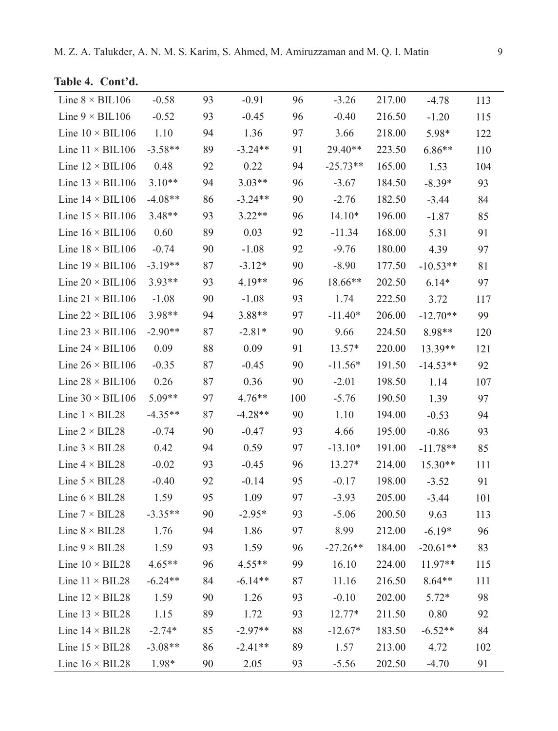**Table 4. Cont'd.**

| | | | | | | | | |
|---|---|---|---|---|---|---|---|---|
| Line 8 × BIL106 | -0.58 | 93 | -0.91 | 96 | -3.26 | 217.00 | -4.78 | 113 |
| Line 9 × BIL106 | -0.52 | 93 | -0.45 | 96 | -0.40 | 216.50 | -1.20 | 115 |
| Line 10 × BIL106 | 1.10 | 94 | 1.36 | 97 | 3.66 | 218.00 | 5.98* | 122 |
| Line 11 × BIL106 | -3.58** | 89 | -3.24** | 91 | 29.40** | 223.50 | 6.86** | 110 |
| Line 12 × BIL106 | 0.48 | 92 | 0.22 | 94 | -25.73** | 165.00 | 1.53 | 104 |
| Line 13 × BIL106 | 3.10** | 94 | 3.03** | 96 | -3.67 | 184.50 | -8.39* | 93 |
| Line 14 × BIL106 | -4.08** | 86 | -3.24** | 90 | -2.76 | 182.50 | -3.44 | 84 |
| Line 15 × BIL106 | 3.48** | 93 | 3.22** | 96 | 14.10* | 196.00 | -1.87 | 85 |
| Line 16 × BIL106 | 0.60 | 89 | 0.03 | 92 | -11.34 | 168.00 | 5.31 | 91 |
| Line 18 × BIL106 | -0.74 | 90 | -1.08 | 92 | -9.76 | 180.00 | 4.39 | 97 |
| Line 19 × BIL106 | -3.19** | 87 | -3.12* | 90 | -8.90 | 177.50 | -10.53** | 81 |
| Line 20 × BIL106 | 3.93** | 93 | 4.19** | 96 | 18.66** | 202.50 | 6.14* | 97 |
| Line 21 × BIL106 | -1.08 | 90 | -1.08 | 93 | 1.74 | 222.50 | 3.72 | 117 |
| Line 22 × BIL106 | 3.98** | 94 | 3.88** | 97 | -11.40* | 206.00 | -12.70** | 99 |
| Line 23 × BIL106 | -2.90** | 87 | -2.81* | 90 | 9.66 | 224.50 | 8.98** | 120 |
| Line 24 × BIL106 | 0.09 | 88 | 0.09 | 91 | 13.57* | 220.00 | 13.39** | 121 |
| Line 26 × BIL106 | -0.35 | 87 | -0.45 | 90 | -11.56* | 191.50 | -14.53** | 92 |
| Line 28 × BIL106 | 0.26 | 87 | 0.36 | 90 | -2.01 | 198.50 | 1.14 | 107 |
| Line 30 × BIL106 | 5.09** | 97 | 4.76** | 100 | -5.76 | 190.50 | 1.39 | 97 |
| Line 1 × BIL28 | -4.35** | 87 | -4.28** | 90 | 1.10 | 194.00 | -0.53 | 94 |
| Line 2 × BIL28 | -0.74 | 90 | -0.47 | 93 | 4.66 | 195.00 | -0.86 | 93 |
| Line 3 × BIL28 | 0.42 | 94 | 0.59 | 97 | -13.10* | 191.00 | -11.78** | 85 |
| Line 4 × BIL28 | -0.02 | 93 | -0.45 | 96 | 13.27* | 214.00 | 15.30** | 111 |
| Line 5 × BIL28 | -0.40 | 92 | -0.14 | 95 | -0.17 | 198.00 | -3.52 | 91 |
| Line 6 × BIL28 | 1.59 | 95 | 1.09 | 97 | -3.93 | 205.00 | -3.44 | 101 |
| Line 7 × BIL28 | -3.35** | 90 | -2.95* | 93 | -5.06 | 200.50 | 9.63 | 113 |
| Line 8 × BIL28 | 1.76 | 94 | 1.86 | 97 | 8.99 | 212.00 | -6.19* | 96 |
| Line 9 × BIL28 | 1.59 | 93 | 1.59 | 96 | -27.26** | 184.00 | -20.61** | 83 |
| Line 10 × BIL28 | 4.65** | 96 | 4.55** | 99 | 16.10 | 224.00 | 11.97** | 115 |
| Line 11 × BIL28 | -6.24** | 84 | -6.14** | 87 | 11.16 | 216.50 | 8.64** | 111 |
| Line 12 × BIL28 | 1.59 | 90 | 1.26 | 93 | -0.10 | 202.00 | 5.72* | 98 |
| Line 13 × BIL28 | 1.15 | 89 | 1.72 | 93 | 12.77* | 211.50 | 0.80 | 92 |
| Line 14 × BIL28 | -2.74* | 85 | -2.97** | 88 | -12.67* | 183.50 | -6.52** | 84 |
| Line 15 × BIL28 | -3.08** | 86 | -2.41** | 89 | 1.57 | 213.00 | 4.72 | 102 |
| Line 16 × BIL28 | 1.98* | 90 | 2.05 | 93 | -5.56 | 202.50 | -4.70 | 91 |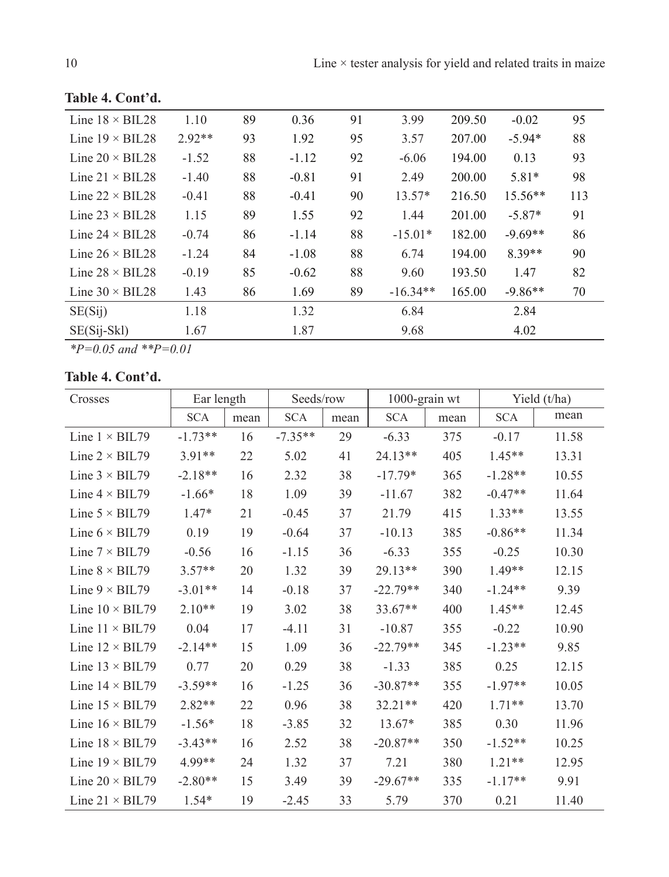**Table 4. Cont'd.**

| | | | | | | | | |
|---|---|---|---|---|---|---|---|---|
| Line 18 × BIL28 | 1.10 | 89 | 0.36 | 91 | 3.99 | 209.50 | -0.02 | 95 |
| Line 19 × BIL28 | 2.92** | 93 | 1.92 | 95 | 3.57 | 207.00 | -5.94* | 88 |
| Line 20 × BIL28 | -1.52 | 88 | -1.12 | 92 | -6.06 | 194.00 | 0.13 | 93 |
| Line 21 × BIL28 | -1.40 | 88 | -0.81 | 91 | 2.49 | 200.00 | 5.81* | 98 |
| Line 22 × BIL28 | -0.41 | 88 | -0.41 | 90 | 13.57* | 216.50 | 15.56** | 113 |
| Line 23 × BIL28 | 1.15 | 89 | 1.55 | 92 | 1.44 | 201.00 | -5.87* | 91 |
| Line 24 × BIL28 | -0.74 | 86 | -1.14 | 88 | -15.01* | 182.00 | -9.69** | 86 |
| Line 26 × BIL28 | -1.24 | 84 | -1.08 | 88 | 6.74 | 194.00 | 8.39** | 90 |
| Line 28 × BIL28 | -0.19 | 85 | -0.62 | 88 | 9.60 | 193.50 | 1.47 | 82 |
| Line 30 × BIL28 | 1.43 | 86 | 1.69 | 89 | -16.34** | 165.00 | -9.86** | 70 |
| SE(Sij) | 1.18 | | 1.32 | | 6.84 | | 2.84 | |
| SE(Sij-Skl) | 1.67 | | 1.87 | | 9.68 | | 4.02 | |

**P*=0.05 and ***P*=0.01

**Table 4. Cont'd.**

| Crosses | Ear length | | Seeds/row | | 1000-grain wt | | Yield (t/ha) | |
|---|---|---|---|---|---|---|---|---|
| | SCA | mean | SCA | mean | SCA | mean | SCA | mean |
| Line 1 × BIL79 | -1.73** | 16 | -7.35** | 29 | -6.33 | 375 | -0.17 | 11.58 |
| Line 2 × BIL79 | 3.91** | 22 | 5.02 | 41 | 24.13** | 405 | 1.45** | 13.31 |
| Line 3 × BIL79 | -2.18** | 16 | 2.32 | 38 | -17.79* | 365 | -1.28** | 10.55 |
| Line 4 × BIL79 | -1.66* | 18 | 1.09 | 39 | -11.67 | 382 | -0.47** | 11.64 |
| Line 5 × BIL79 | 1.47* | 21 | -0.45 | 37 | 21.79 | 415 | 1.33** | 13.55 |
| Line 6 × BIL79 | 0.19 | 19 | -0.64 | 37 | -10.13 | 385 | -0.86** | 11.34 |
| Line 7 × BIL79 | -0.56 | 16 | -1.15 | 36 | -6.33 | 355 | -0.25 | 10.30 |
| Line 8 × BIL79 | 3.57** | 20 | 1.32 | 39 | 29.13** | 390 | 1.49** | 12.15 |
| Line 9 × BIL79 | -3.01** | 14 | -0.18 | 37 | -22.79** | 340 | -1.24** | 9.39 |
| Line 10 × BIL79 | 2.10** | 19 | 3.02 | 38 | 33.67** | 400 | 1.45** | 12.45 |
| Line 11 × BIL79 | 0.04 | 17 | -4.11 | 31 | -10.87 | 355 | -0.22 | 10.90 |
| Line 12 × BIL79 | -2.14** | 15 | 1.09 | 36 | -22.79** | 345 | -1.23** | 9.85 |
| Line 13 × BIL79 | 0.77 | 20 | 0.29 | 38 | -1.33 | 385 | 0.25 | 12.15 |
| Line 14 × BIL79 | -3.59** | 16 | -1.25 | 36 | -30.87** | 355 | -1.97** | 10.05 |
| Line 15 × BIL79 | 2.82** | 22 | 0.96 | 38 | 32.21** | 420 | 1.71** | 13.70 |
| Line 16 × BIL79 | -1.56* | 18 | -3.85 | 32 | 13.67* | 385 | 0.30 | 11.96 |
| Line 18 × BIL79 | -3.43** | 16 | 2.52 | 38 | -20.87** | 350 | -1.52** | 10.25 |
| Line 19 × BIL79 | 4.99** | 24 | 1.32 | 37 | 7.21 | 380 | 1.21** | 12.95 |
| Line 20 × BIL79 | -2.80** | 15 | 3.49 | 39 | -29.67** | 335 | -1.17** | 9.91 |
| Line 21 × BIL79 | 1.54* | 19 | -2.45 | 33 | 5.79 | 370 | 0.21 | 11.40 |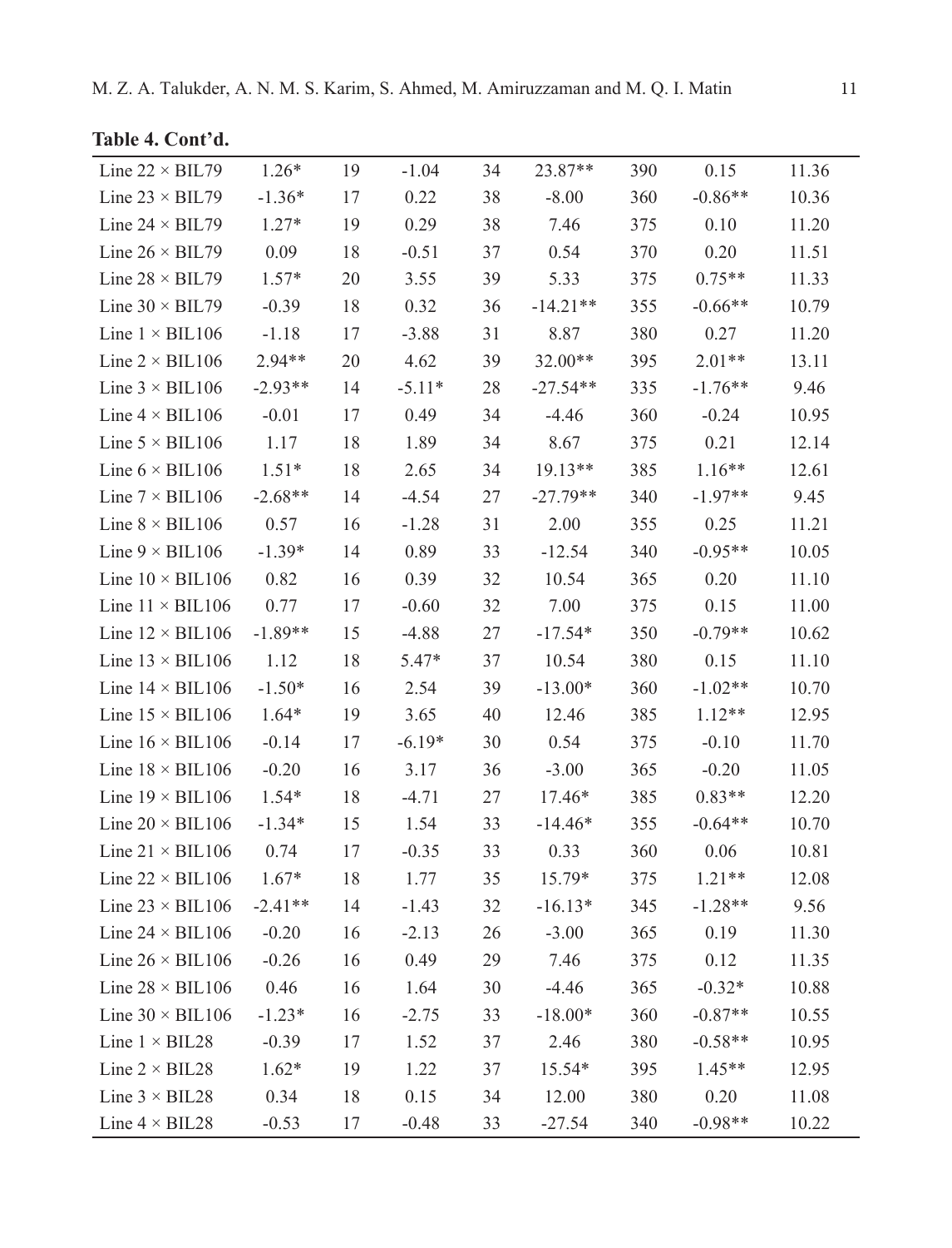**Table 4. Cont'd.**

| | | | | | | | | |
|---|---|---|---|---|---|---|---|---|
| Line 22 × BIL79 | 1.26* | 19 | -1.04 | 34 | 23.87** | 390 | 0.15 | 11.36 |
| Line 23 × BIL79 | -1.36* | 17 | 0.22 | 38 | -8.00 | 360 | -0.86** | 10.36 |
| Line 24 × BIL79 | 1.27* | 19 | 0.29 | 38 | 7.46 | 375 | 0.10 | 11.20 |
| Line 26 × BIL79 | 0.09 | 18 | -0.51 | 37 | 0.54 | 370 | 0.20 | 11.51 |
| Line 28 × BIL79 | 1.57* | 20 | 3.55 | 39 | 5.33 | 375 | 0.75** | 11.33 |
| Line 30 × BIL79 | -0.39 | 18 | 0.32 | 36 | -14.21** | 355 | -0.66** | 10.79 |
| Line 1 × BIL106 | -1.18 | 17 | -3.88 | 31 | 8.87 | 380 | 0.27 | 11.20 |
| Line 2 × BIL106 | 2.94** | 20 | 4.62 | 39 | 32.00** | 395 | 2.01** | 13.11 |
| Line 3 × BIL106 | -2.93** | 14 | -5.11* | 28 | -27.54** | 335 | -1.76** | 9.46 |
| Line 4 × BIL106 | -0.01 | 17 | 0.49 | 34 | -4.46 | 360 | -0.24 | 10.95 |
| Line 5 × BIL106 | 1.17 | 18 | 1.89 | 34 | 8.67 | 375 | 0.21 | 12.14 |
| Line 6 × BIL106 | 1.51* | 18 | 2.65 | 34 | 19.13** | 385 | 1.16** | 12.61 |
| Line 7 × BIL106 | -2.68** | 14 | -4.54 | 27 | -27.79** | 340 | -1.97** | 9.45 |
| Line 8 × BIL106 | 0.57 | 16 | -1.28 | 31 | 2.00 | 355 | 0.25 | 11.21 |
| Line 9 × BIL106 | -1.39* | 14 | 0.89 | 33 | -12.54 | 340 | -0.95** | 10.05 |
| Line 10 × BIL106 | 0.82 | 16 | 0.39 | 32 | 10.54 | 365 | 0.20 | 11.10 |
| Line 11 × BIL106 | 0.77 | 17 | -0.60 | 32 | 7.00 | 375 | 0.15 | 11.00 |
| Line 12 × BIL106 | -1.89** | 15 | -4.88 | 27 | -17.54* | 350 | -0.79** | 10.62 |
| Line 13 × BIL106 | 1.12 | 18 | 5.47* | 37 | 10.54 | 380 | 0.15 | 11.10 |
| Line 14 × BIL106 | -1.50* | 16 | 2.54 | 39 | -13.00* | 360 | -1.02** | 10.70 |
| Line 15 × BIL106 | 1.64* | 19 | 3.65 | 40 | 12.46 | 385 | 1.12** | 12.95 |
| Line 16 × BIL106 | -0.14 | 17 | -6.19* | 30 | 0.54 | 375 | -0.10 | 11.70 |
| Line 18 × BIL106 | -0.20 | 16 | 3.17 | 36 | -3.00 | 365 | -0.20 | 11.05 |
| Line 19 × BIL106 | 1.54* | 18 | -4.71 | 27 | 17.46* | 385 | 0.83** | 12.20 |
| Line 20 × BIL106 | -1.34* | 15 | 1.54 | 33 | -14.46* | 355 | -0.64** | 10.70 |
| Line 21 × BIL106 | 0.74 | 17 | -0.35 | 33 | 0.33 | 360 | 0.06 | 10.81 |
| Line 22 × BIL106 | 1.67* | 18 | 1.77 | 35 | 15.79* | 375 | 1.21** | 12.08 |
| Line 23 × BIL106 | -2.41** | 14 | -1.43 | 32 | -16.13* | 345 | -1.28** | 9.56 |
| Line 24 × BIL106 | -0.20 | 16 | -2.13 | 26 | -3.00 | 365 | 0.19 | 11.30 |
| Line 26 × BIL106 | -0.26 | 16 | 0.49 | 29 | 7.46 | 375 | 0.12 | 11.35 |
| Line 28 × BIL106 | 0.46 | 16 | 1.64 | 30 | -4.46 | 365 | -0.32* | 10.88 |
| Line 30 × BIL106 | -1.23* | 16 | -2.75 | 33 | -18.00* | 360 | -0.87** | 10.55 |
| Line 1 × BIL28 | -0.39 | 17 | 1.52 | 37 | 2.46 | 380 | -0.58** | 10.95 |
| Line 2 × BIL28 | 1.62* | 19 | 1.22 | 37 | 15.54* | 395 | 1.45** | 12.95 |
| Line 3 × BIL28 | 0.34 | 18 | 0.15 | 34 | 12.00 | 380 | 0.20 | 11.08 |
| Line 4 × BIL28 | -0.53 | 17 | -0.48 | 33 | -27.54 | 340 | -0.98** | 10.22 |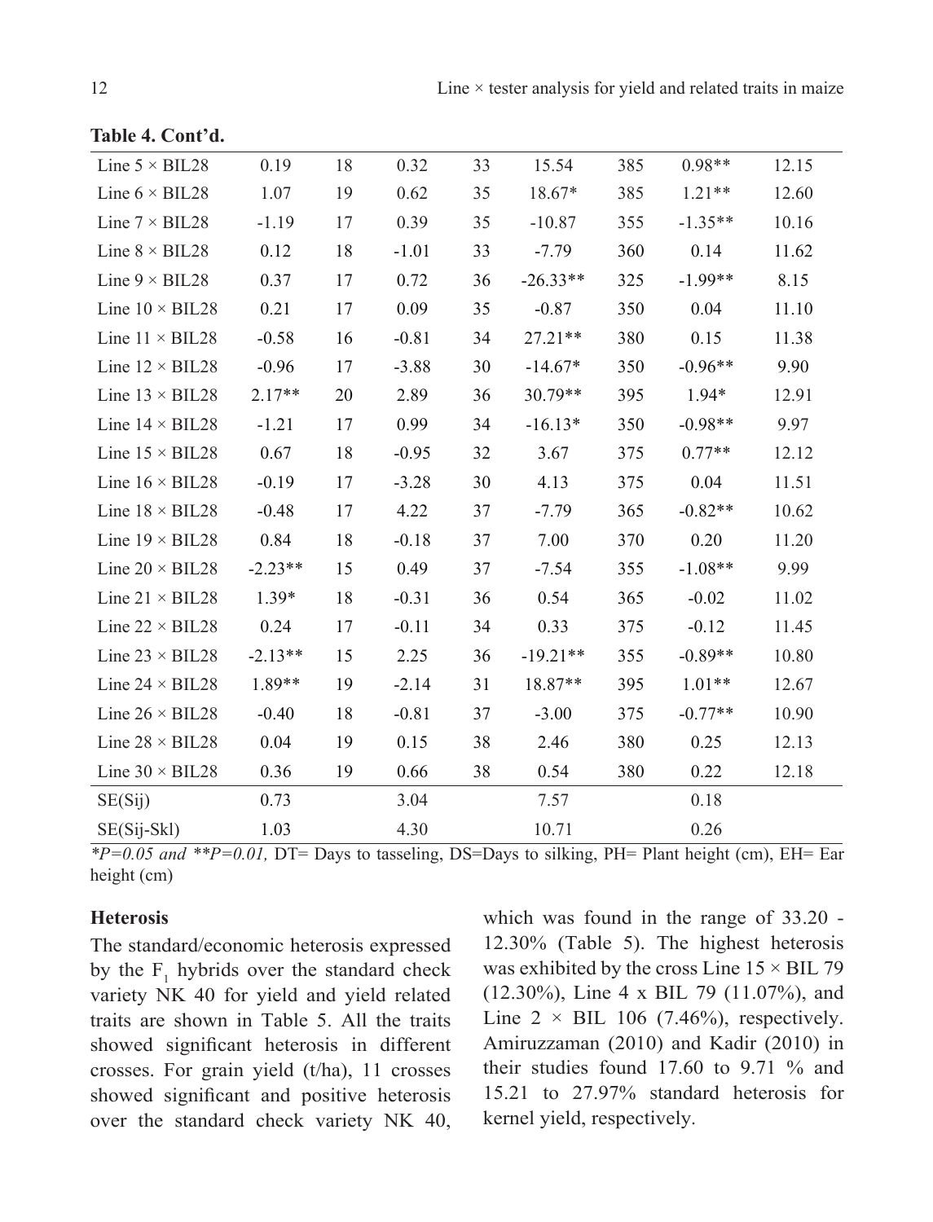**Table 4. Cont'd.**

| | | | | | | | | |
|---|---|---|---|---|---|---|---|---|
| Line 5 × BIL28 | 0.19 | 18 | 0.32 | 33 | 15.54 | 385 | 0.98** | 12.15 |
| Line 6 × BIL28 | 1.07 | 19 | 0.62 | 35 | 18.67* | 385 | 1.21** | 12.60 |
| Line 7 × BIL28 | -1.19 | 17 | 0.39 | 35 | -10.87 | 355 | -1.35** | 10.16 |
| Line 8 × BIL28 | 0.12 | 18 | -1.01 | 33 | -7.79 | 360 | 0.14 | 11.62 |
| Line 9 × BIL28 | 0.37 | 17 | 0.72 | 36 | -26.33** | 325 | -1.99** | 8.15 |
| Line 10 × BIL28 | 0.21 | 17 | 0.09 | 35 | -0.87 | 350 | 0.04 | 11.10 |
| Line 11 × BIL28 | -0.58 | 16 | -0.81 | 34 | 27.21** | 380 | 0.15 | 11.38 |
| Line 12 × BIL28 | -0.96 | 17 | -3.88 | 30 | -14.67* | 350 | -0.96** | 9.90 |
| Line 13 × BIL28 | 2.17** | 20 | 2.89 | 36 | 30.79** | 395 | 1.94* | 12.91 |
| Line 14 × BIL28 | -1.21 | 17 | 0.99 | 34 | -16.13* | 350 | -0.98** | 9.97 |
| Line 15 × BIL28 | 0.67 | 18 | -0.95 | 32 | 3.67 | 375 | 0.77** | 12.12 |
| Line 16 × BIL28 | -0.19 | 17 | -3.28 | 30 | 4.13 | 375 | 0.04 | 11.51 |
| Line 18 × BIL28 | -0.48 | 17 | 4.22 | 37 | -7.79 | 365 | -0.82** | 10.62 |
| Line 19 × BIL28 | 0.84 | 18 | -0.18 | 37 | 7.00 | 370 | 0.20 | 11.20 |
| Line 20 × BIL28 | -2.23** | 15 | 0.49 | 37 | -7.54 | 355 | -1.08** | 9.99 |
| Line 21 × BIL28 | 1.39* | 18 | -0.31 | 36 | 0.54 | 365 | -0.02 | 11.02 |
| Line 22 × BIL28 | 0.24 | 17 | -0.11 | 34 | 0.33 | 375 | -0.12 | 11.45 |
| Line 23 × BIL28 | -2.13** | 15 | 2.25 | 36 | -19.21** | 355 | -0.89** | 10.80 |
| Line 24 × BIL28 | 1.89** | 19 | -2.14 | 31 | 18.87** | 395 | 1.01** | 12.67 |
| Line 26 × BIL28 | -0.40 | 18 | -0.81 | 37 | -3.00 | 375 | -0.77** | 10.90 |
| Line 28 × BIL28 | 0.04 | 19 | 0.15 | 38 | 2.46 | 380 | 0.25 | 12.13 |
| Line 30 × BIL28 | 0.36 | 19 | 0.66 | 38 | 0.54 | 380 | 0.22 | 12.18 |
| SE(Sij) | 0.73 | | 3.04 | | 7.57 | | 0.18 | |
| SE(Sij-Skl) | 1.03 | | 4.30 | | 10.71 | | 0.26 | |

*\*P=0.05 and \*\*P=0.01,* DT= Days to tasseling, DS=Days to silking, PH= Plant height (cm), EH= Ear height (cm)

### Heterosis

The standard/economic heterosis expressed by the $F_1$ hybrids over the standard check variety NK 40 for yield and yield related traits are shown in Table 5. All the traits showed significant heterosis in different crosses. For grain yield (t/ha), 11 crosses showed significant and positive heterosis over the standard check variety NK 40, which was found in the range of 33.20 - 12.30% (Table 5). The highest heterosis was exhibited by the cross Line 15 × BIL 79 (12.30%), Line 4 x BIL 79 (11.07%), and Line 2 × BIL 106 (7.46%), respectively. Amiruzzaman (2010) and Kadir (2010) in their studies found 17.60 to 9.71 % and 15.21 to 27.97% standard heterosis for kernel yield, respectively.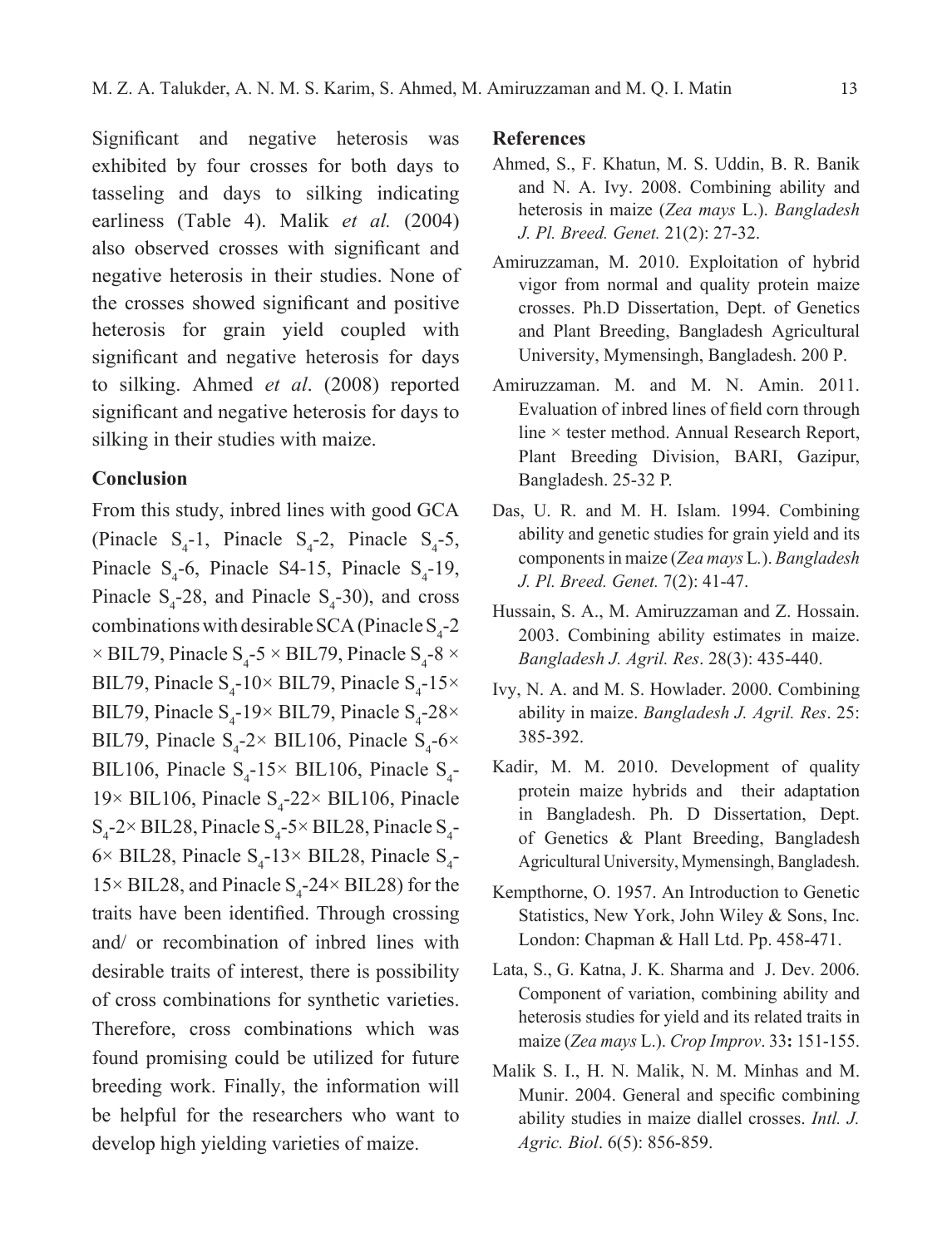Significant and negative heterosis was exhibited by four crosses for both days to tasseling and days to silking indicating earliness (Table 4). Malik *et al.* (2004) also observed crosses with significant and negative heterosis in their studies. None of the crosses showed significant and positive heterosis for grain yield coupled with significant and negative heterosis for days to silking. Ahmed *et al*. (2008) reported significant and negative heterosis for days to silking in their studies with maize.

## Conclusion

From this study, inbred lines with good GCA (Pinacle $S_4$-1, Pinacle $S_4$-2, Pinacle $S_4$-5, Pinacle $S_4$-6, Pinacle S4-15, Pinacle $S_4$-19, Pinacle $S_4$-28, and Pinacle $S_4$-30), and cross combinations with desirable SCA (Pinacle $S_4$-2 × BIL79, Pinacle $S_4$-5 × BIL79, Pinacle $S_4$-8 × BIL79, Pinacle $S_4$-10× BIL79, Pinacle $S_4$-15× BIL79, Pinacle $S_4$-19× BIL79, Pinacle $S_4$-28× BIL79, Pinacle $S_4$-2× BIL106, Pinacle $S_4$-6× BIL106, Pinacle $S_4$-15× BIL106, Pinacle $S_4$-19× BIL106, Pinacle $S_4$-22× BIL106, Pinacle $S_4$-2× BIL28, Pinacle $S_4$-5× BIL28, Pinacle $S_4$-6× BIL28, Pinacle $S_4$-13× BIL28, Pinacle $S_4$-15× BIL28, and Pinacle $S_4$-24× BIL28) for the traits have been identified. Through crossing and/ or recombination of inbred lines with desirable traits of interest, there is possibility of cross combinations for synthetic varieties. Therefore, cross combinations which was found promising could be utilized for future breeding work. Finally, the information will be helpful for the researchers who want to develop high yielding varieties of maize.

## References

Ahmed, S., F. Khatun, M. S. Uddin, B. R. Banik and N. A. Ivy. 2008. Combining ability and heterosis in maize (*Zea mays* L.). *Bangladesh J. Pl. Breed. Genet.* 21(2): 27-32.

Amiruzzaman, M. 2010. Exploitation of hybrid vigor from normal and quality protein maize crosses. Ph.D Dissertation, Dept. of Genetics and Plant Breeding, Bangladesh Agricultural University, Mymensingh, Bangladesh. 200 P.

Amiruzzaman. M. and M. N. Amin. 2011. Evaluation of inbred lines of field corn through line × tester method. Annual Research Report, Plant Breeding Division, BARI, Gazipur, Bangladesh. 25-32 P.

Das, U. R. and M. H. Islam. 1994. Combining ability and genetic studies for grain yield and its components in maize (*Zea mays* L.). *Bangladesh J. Pl. Breed. Genet.* 7(2): 41-47.

Hussain, S. A., M. Amiruzzaman and Z. Hossain. 2003. Combining ability estimates in maize. *Bangladesh J. Agril. Res*. 28(3): 435-440.

Ivy, N. A. and M. S. Howlader. 2000. Combining ability in maize. *Bangladesh J. Agril. Res*. 25: 385-392.

Kadir, M. M. 2010. Development of quality protein maize hybrids and their adaptation in Bangladesh. Ph. D Dissertation, Dept. of Genetics & Plant Breeding, Bangladesh Agricultural University, Mymensingh, Bangladesh.

Kempthorne, O. 1957. An Introduction to Genetic Statistics, New York, John Wiley & Sons, Inc. London: Chapman & Hall Ltd. Pp. 458-471.

Lata, S., G. Katna, J. K. Sharma and J. Dev. 2006. Component of variation, combining ability and heterosis studies for yield and its related traits in maize (*Zea mays* L.). *Crop Improv*. 33**:** 151-155.

Malik S. I., H. N. Malik, N. M. Minhas and M. Munir. 2004. General and specific combining ability studies in maize diallel crosses. *Intl. J. Agric. Biol*. 6(5): 856-859.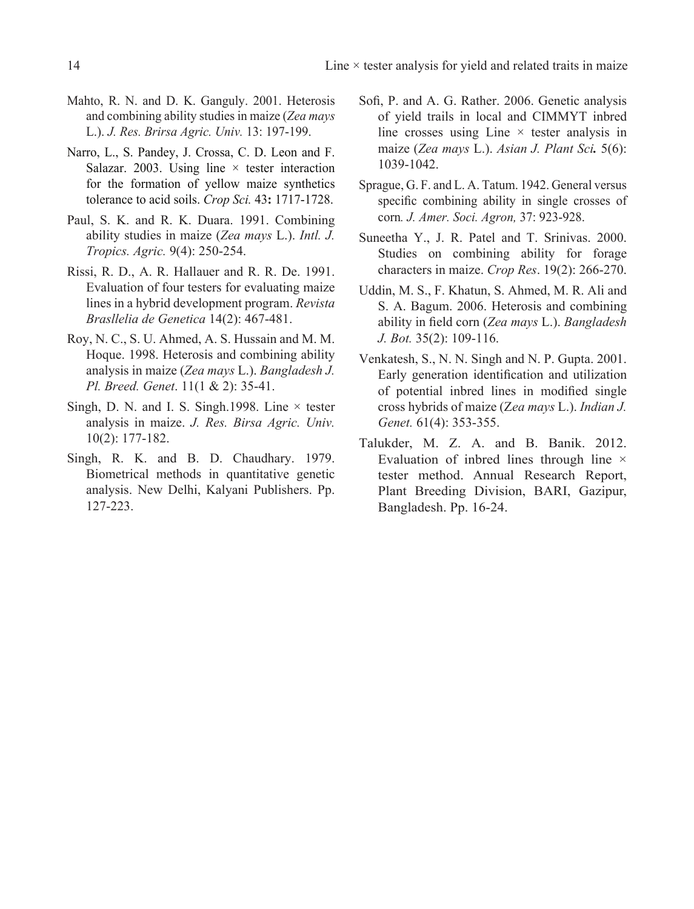Mahto, R. N. and D. K. Ganguly. 2001. Heterosis and combining ability studies in maize (*Zea mays* L.). *J. Res. Brirsa Agric. Univ.* 13: 197-199.

Narro, L., S. Pandey, J. Crossa, C. D. Leon and F. Salazar. 2003. Using line × tester interaction for the formation of yellow maize synthetics tolerance to acid soils. *Crop Sci.* 43**:** 1717-1728.

Paul, S. K. and R. K. Duara. 1991. Combining ability studies in maize (*Zea mays* L.). *Intl. J. Tropics. Agric.* 9(4): 250-254.

Rissi, R. D., A. R. Hallauer and R. R. De. 1991. Evaluation of four testers for evaluating maize lines in a hybrid development program. *Revista Brasllelia de Genetica* 14(2): 467-481.

Roy, N. C., S. U. Ahmed, A. S. Hussain and M. M. Hoque. 1998. Heterosis and combining ability analysis in maize (*Zea mays* L.). *Bangladesh J. Pl. Breed. Genet*. 11(1 & 2): 35-41.

Singh, D. N. and I. S. Singh.1998. Line × tester analysis in maize. *J. Res. Birsa Agric. Univ.* 10(2): 177-182.

Singh, R. K. and B. D. Chaudhary. 1979. Biometrical methods in quantitative genetic analysis. New Delhi, Kalyani Publishers. Pp. 127-223.

Sofi, P. and A. G. Rather. 2006. Genetic analysis of yield trails in local and CIMMYT inbred line crosses using Line × tester analysis in maize (*Zea mays* L.). *Asian J. Plant Sci.* 5(6): 1039-1042.

Sprague, G. F. and L. A. Tatum. 1942. General versus specific combining ability in single crosses of corn*. J. Amer. Soci. Agron,* 37: 923-928.

Suneetha Y., J. R. Patel and T. Srinivas. 2000. Studies on combining ability for forage characters in maize. *Crop Res*. 19(2): 266-270.

Uddin, M. S., F. Khatun, S. Ahmed, M. R. Ali and S. A. Bagum. 2006. Heterosis and combining ability in field corn (*Zea mays* L.). *Bangladesh J. Bot.* 35(2): 109-116.

Venkatesh, S., N. N. Singh and N. P. Gupta. 2001. Early generation identification and utilization of potential inbred lines in modified single cross hybrids of maize (Z*ea mays* L.). *Indian J. Genet.* 61(4): 353-355.

Talukder, M. Z. A. and B. Banik. 2012. Evaluation of inbred lines through line × tester method. Annual Research Report, Plant Breeding Division, BARI, Gazipur, Bangladesh. Pp. 16-24.